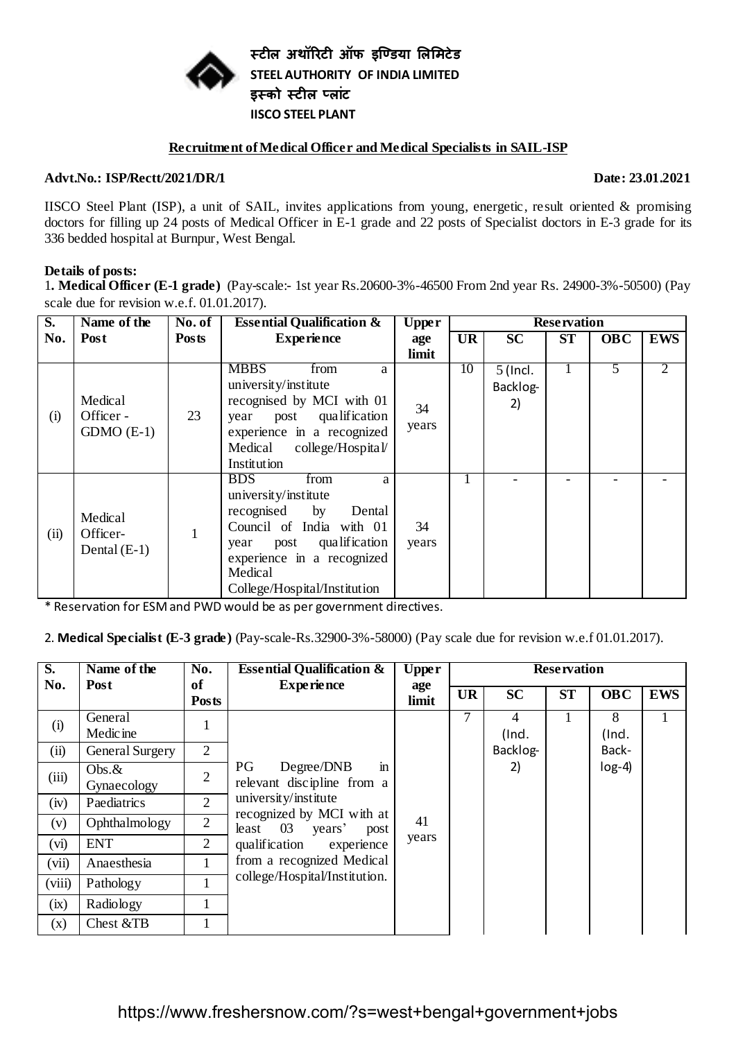स्टील अथॉरिटी ऑफ इण्डिया लिमिटेड
**STEEL AUTHORITY OF INDIA LIMITED**
इस्को स्टील प्लांट
**IISCO STEEL PLANT**

## Recruitment of Medical Officer and Medical Specialists in SAIL-ISP

**Advt.No.: ISP/Rectt/2021/DR/1** **Date: 23.01.2021**

IISCO Steel Plant (ISP), a unit of SAIL, invites applications from young, energetic, result oriented & promising doctors for filling up 24 posts of Medical Officer in E-1 grade and 22 posts of Specialist doctors in E-3 grade for its 336 bedded hospital at Burnpur, West Bengal.

**Details of posts:**

1. **Medical Officer (E-1 grade)** (Pay-scale:- 1st year Rs.20600-3%-46500 From 2nd year Rs. 24900-3%-50500) (Pay scale due for revision w.e.f. 01.01.2017).

| S. No. | Name of the Post | No. of Posts | Essential Qualification & Experience | Upper age limit | Reservation | | | | |
|---|---|---|---|---|---|---|---|---|---|
| | | | | | UR | SC | ST | OBC | EWS |
| (i) | Medical Officer - GDMO (E-1) | 23 | MBBS from a university/institute recognised by MCI with 01 year post qualification experience in a recognized Medical college/Hospital/ Institution | 34 years | 10 | 5 (Incl. Backlog-2) | 1 | 5 | 2 |
| (ii) | Medical Officer- Dental (E-1) | 1 | BDS from a university/institute recognised by Dental Council of India with 01 year post qualification experience in a recognized Medical College/Hospital/Institution | 34 years | 1 | - | - | - | - |

\* Reservation for ESM and PWD would be as per government directives.

2. **Medical Specialist (E-3 grade)** (Pay-scale-Rs.32900-3%-58000) (Pay scale due for revision w.e.f 01.01.2017).

| S. No. | Name of the Post | No. of Posts | Essential Qualification & Experience | Upper age limit | Reservation | | | | |
|---|---|---|---|---|---|---|---|---|---|
| | | | | | UR | SC | ST | OBC | EWS |
| (i) | General Medicine | 1 | PG Degree/DNB in relevant discipline from a university/institute recognized by MCI with at least 03 years' post qualification experience from a recognized Medical college/Hospital/Institution. | 41 years | 7 | 4 (Incl. Backlog-2) | 1 | 8 (Incl. Back-log-4) | 1 |
| (ii) | General Surgery | 2 | | | | | | | |
| (iii) | Obs.& Gynaecology | 2 | | | | | | | |
| (iv) | Paediatrics | 2 | | | | | | | |
| (v) | Ophthalmology | 2 | | | | | | | |
| (vi) | ENT | 2 | | | | | | | |
| (vii) | Anaesthesia | 1 | | | | | | | |
| (viii) | Pathology | 1 | | | | | | | |
| (ix) | Radiology | 1 | | | | | | | |
| (x) | Chest &TB | 1 | | | | | | | |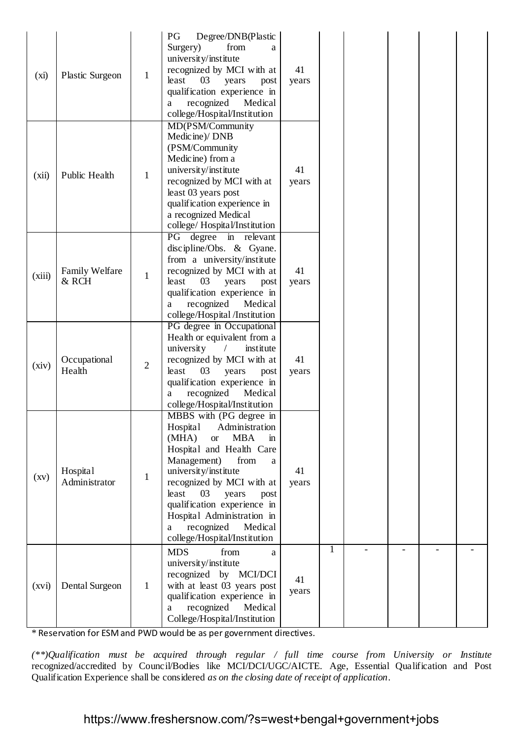| | | | | | | | | | |
|---|---|---|---|---|---|---|---|---|---|
| (xi) | Plastic Surgeon | 1 | PG Degree/DNB(Plastic Surgery) from a university/institute recognized by MCI with at least 03 years post qualification experience in a recognized Medical college/Hospital/Institution | 41 years | | | | | |
| (xii) | Public Health | 1 | MD(PSM/Community Medicine)/ DNB (PSM/Community Medicine) from a university/institute recognized by MCI with at least 03 years post qualification experience in a recognized Medical college/ Hospital/Institution | 41 years | | | | | |
| (xiii) | Family Welfare & RCH | 1 | PG degree in relevant discipline/Obs. & Gyane. from a university/institute recognized by MCI with at least 03 years post qualification experience in a recognized Medical college/Hospital /Institution | 41 years | | | | | |
| (xiv) | Occupational Health | 2 | PG degree in Occupational Health or equivalent from a university / institute recognized by MCI with at least 03 years post qualification experience in a recognized Medical college/Hospital/Institution | 41 years | | | | | |
| (xv) | Hospital Administrator | 1 | MBBS with (PG degree in Hospital Administration (MHA) or MBA in Hospital and Health Care Management) from a university/institute recognized by MCI with at least 03 years post qualification experience in Hospital Administration in a recognized Medical college/Hospital/Institution | 41 years | | | | | |
| (xvi) | Dental Surgeon | 1 | MDS from a university/institute recognized by MCI/DCI with at least 03 years post qualification experience in a recognized Medical College/Hospital/Institution | 41 years | 1 | - | - | - | - |

\* Reservation for ESM and PWD would be as per government directives.

*(\*\*)Qualification must be acquired through regular / full time course from University or Institute* recognized/accredited by Council/Bodies like MCI/DCI/UGC/AICTE. Age, Essential Qualification and Post Qualification Experience shall be considered *as on the closing date of receipt of application*.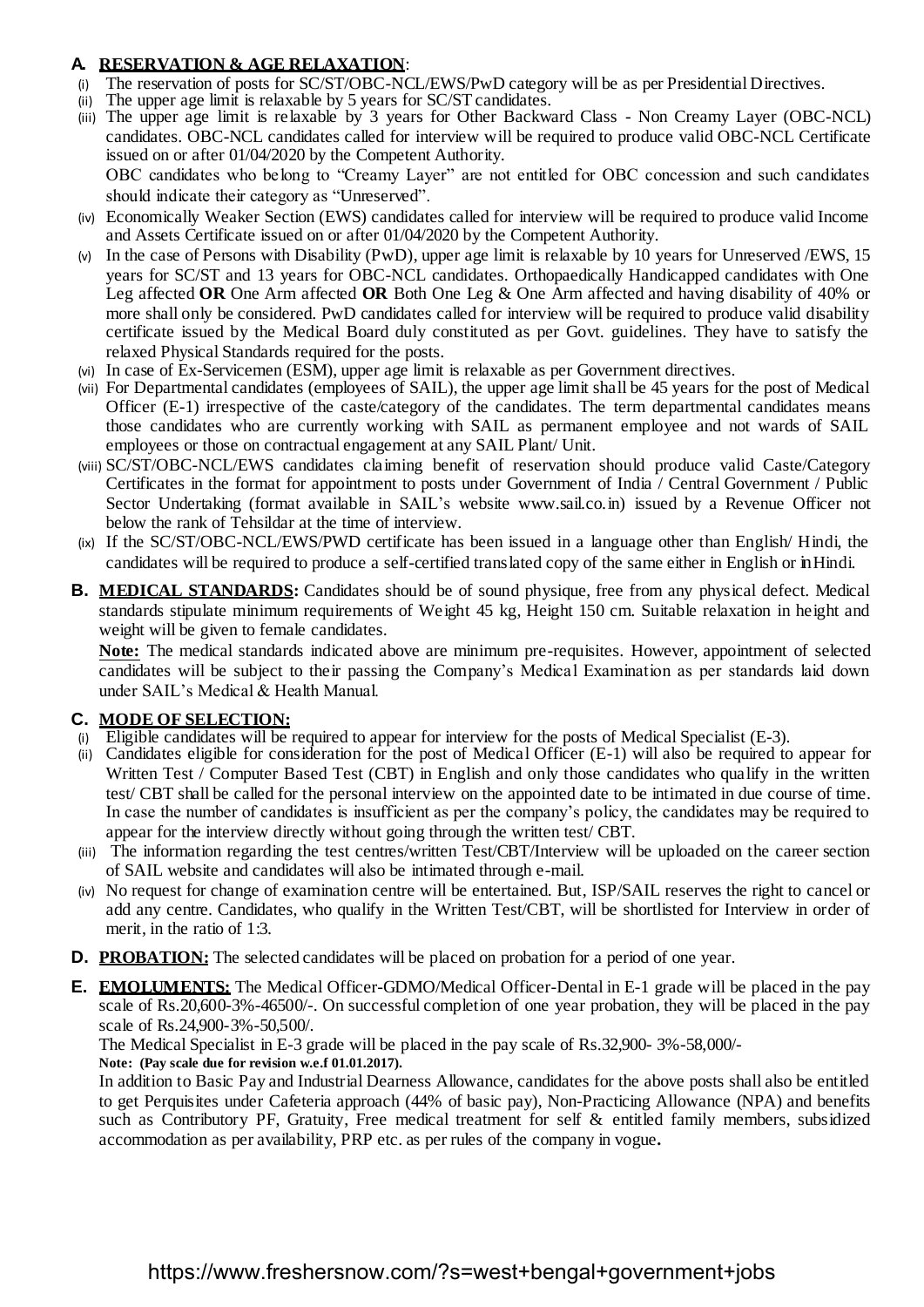**A. RESERVATION & AGE RELAXATION**:

(i) The reservation of posts for SC/ST/OBC-NCL/EWS/PwD category will be as per Presidential Directives.

(ii) The upper age limit is relaxable by 5 years for SC/ST candidates.

(iii) The upper age limit is relaxable by 3 years for Other Backward Class - Non Creamy Layer (OBC-NCL) candidates. OBC-NCL candidates called for interview will be required to produce valid OBC-NCL Certificate issued on or after 01/04/2020 by the Competent Authority.

OBC candidates who belong to "Creamy Layer" are not entitled for OBC concession and such candidates should indicate their category as "Unreserved".

(iv) Economically Weaker Section (EWS) candidates called for interview will be required to produce valid Income and Assets Certificate issued on or after 01/04/2020 by the Competent Authority.

(v) In the case of Persons with Disability (PwD), upper age limit is relaxable by 10 years for Unreserved /EWS, 15 years for SC/ST and 13 years for OBC-NCL candidates. Orthopaedically Handicapped candidates with One Leg affected **OR** One Arm affected **OR** Both One Leg & One Arm affected and having disability of 40% or more shall only be considered. PwD candidates called for interview will be required to produce valid disability certificate issued by the Medical Board duly constituted as per Govt. guidelines. They have to satisfy the relaxed Physical Standards required for the posts.

(vi) In case of Ex-Servicemen (ESM), upper age limit is relaxable as per Government directives.

(vii) For Departmental candidates (employees of SAIL), the upper age limit shall be 45 years for the post of Medical Officer (E-1) irrespective of the caste/category of the candidates. The term departmental candidates means those candidates who are currently working with SAIL as permanent employee and not wards of SAIL employees or those on contractual engagement at any SAIL Plant/ Unit.

(viii) SC/ST/OBC-NCL/EWS candidates claiming benefit of reservation should produce valid Caste/Category Certificates in the format for appointment to posts under Government of India / Central Government / Public Sector Undertaking (format available in SAIL's website www.sail.co.in) issued by a Revenue Officer not below the rank of Tehsildar at the time of interview.

(ix) If the SC/ST/OBC-NCL/EWS/PWD certificate has been issued in a language other than English/ Hindi, the candidates will be required to produce a self-certified translated copy of the same either in English or in Hindi.

**B. MEDICAL STANDARDS:** Candidates should be of sound physique, free from any physical defect. Medical standards stipulate minimum requirements of Weight 45 kg, Height 150 cm. Suitable relaxation in height and weight will be given to female candidates.

**Note:** The medical standards indicated above are minimum pre-requisites. However, appointment of selected candidates will be subject to their passing the Company's Medical Examination as per standards laid down under SAIL's Medical & Health Manual.

**C. MODE OF SELECTION:**

(i) Eligible candidates will be required to appear for interview for the posts of Medical Specialist (E-3).

(ii) Candidates eligible for consideration for the post of Medical Officer (E-1) will also be required to appear for Written Test / Computer Based Test (CBT) in English and only those candidates who qualify in the written test/ CBT shall be called for the personal interview on the appointed date to be intimated in due course of time. In case the number of candidates is insufficient as per the company's policy, the candidates may be required to appear for the interview directly without going through the written test/ CBT.

(iii) The information regarding the test centres/written Test/CBT/Interview will be uploaded on the career section of SAIL website and candidates will also be intimated through e-mail.

(iv) No request for change of examination centre will be entertained. But, ISP/SAIL reserves the right to cancel or add any centre. Candidates, who qualify in the Written Test/CBT, will be shortlisted for Interview in order of merit, in the ratio of 1:3.

**D. PROBATION:** The selected candidates will be placed on probation for a period of one year.

**E. EMOLUMENTS:** The Medical Officer-GDMO/Medical Officer-Dental in E-1 grade will be placed in the pay scale of Rs.20,600-3%-46500/-. On successful completion of one year probation, they will be placed in the pay scale of Rs.24,900-3%-50,500/.

The Medical Specialist in E-3 grade will be placed in the pay scale of Rs.32,900- 3%-58,000/-

**Note: (Pay scale due for revision w.e.f 01.01.2017).**

In addition to Basic Pay and Industrial Dearness Allowance, candidates for the above posts shall also be entitled to get Perquisites under Cafeteria approach (44% of basic pay), Non-Practicing Allowance (NPA) and benefits such as Contributory PF, Gratuity, Free medical treatment for self & entitled family members, subsidized accommodation as per availability, PRP etc. as per rules of the company in vogue**.**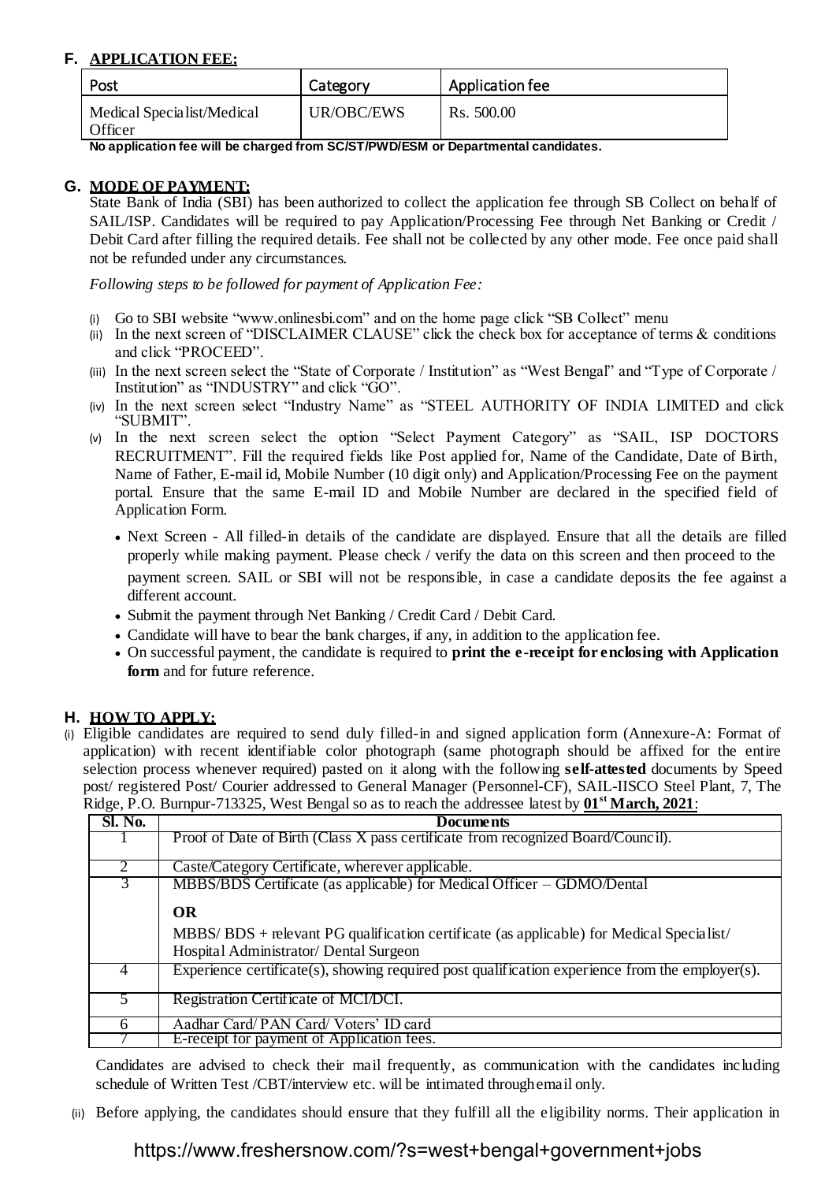## F. APPLICATION FEE:

| Post | Category | Application fee |
|---|---|---|
| Medical Specialist/Medical Officer | UR/OBC/EWS | Rs. 500.00 |

**No application fee will be charged from SC/ST/PWD/ESM or Departmental candidates.**

## G. MODE OF PAYMENT:

State Bank of India (SBI) has been authorized to collect the application fee through SB Collect on behalf of SAIL/ISP. Candidates will be required to pay Application/Processing Fee through Net Banking or Credit / Debit Card after filling the required details. Fee shall not be collected by any other mode. Fee once paid shall not be refunded under any circumstances.

*Following steps to be followed for payment of Application Fee:*

(i) Go to SBI website "www.onlinesbi.com" and on the home page click "SB Collect" menu

(ii) In the next screen of "DISCLAIMER CLAUSE" click the check box for acceptance of terms & conditions and click "PROCEED".

(iii) In the next screen select the "State of Corporate / Institution" as "West Bengal" and "Type of Corporate / Institution" as "INDUSTRY" and click "GO".

(iv) In the next screen select "Industry Name" as "STEEL AUTHORITY OF INDIA LIMITED and click "SUBMIT".

(v) In the next screen select the option "Select Payment Category" as "SAIL, ISP DOCTORS RECRUITMENT". Fill the required fields like Post applied for, Name of the Candidate, Date of Birth, Name of Father, E-mail id, Mobile Number (10 digit only) and Application/Processing Fee on the payment portal. Ensure that the same E-mail ID and Mobile Number are declared in the specified field of Application Form.

- Next Screen - All filled-in details of the candidate are displayed. Ensure that all the details are filled properly while making payment. Please check / verify the data on this screen and then proceed to the payment screen. SAIL or SBI will not be responsible, in case a candidate deposits the fee against a different account.
- Submit the payment through Net Banking / Credit Card / Debit Card.
- Candidate will have to bear the bank charges, if any, in addition to the application fee.
- On successful payment, the candidate is required to **print the e-receipt for enclosing with Application form** and for future reference.

## H. HOW TO APPLY:

(i) Eligible candidates are required to send duly filled-in and signed application form (Annexure-A: Format of application) with recent identifiable color photograph (same photograph should be affixed for the entire selection process whenever required) pasted on it along with the following **self-attested** documents by Speed post/ registered Post/ Courier addressed to General Manager (Personnel-CF), SAIL-IISCO Steel Plant, 7, The Ridge, P.O. Burnpur-713325, West Bengal so as to reach the addressee latest by **01st March, 2021**:

| Sl. No. | Documents |
|---|---|
| 1 | Proof of Date of Birth (Class X pass certificate from recognized Board/Council). |
| 2 | Caste/Category Certificate, wherever applicable. |
| 3 | MBBS/BDS Certificate (as applicable) for Medical Officer – GDMO/Dental<br>**OR**<br>MBBS/ BDS + relevant PG qualification certificate (as applicable) for Medical Specialist/ Hospital Administrator/ Dental Surgeon |
| 4 | Experience certificate(s), showing required post qualification experience from the employer(s). |
| 5 | Registration Certificate of MCI/DCI. |
| 6 | Aadhar Card/ PAN Card/ Voters' ID card |
| 7 | E-receipt for payment of Application fees. |

Candidates are advised to check their mail frequently, as communication with the candidates including schedule of Written Test /CBT/interview etc. will be intimated through email only.

(ii) Before applying, the candidates should ensure that they fulfill all the eligibility norms. Their application in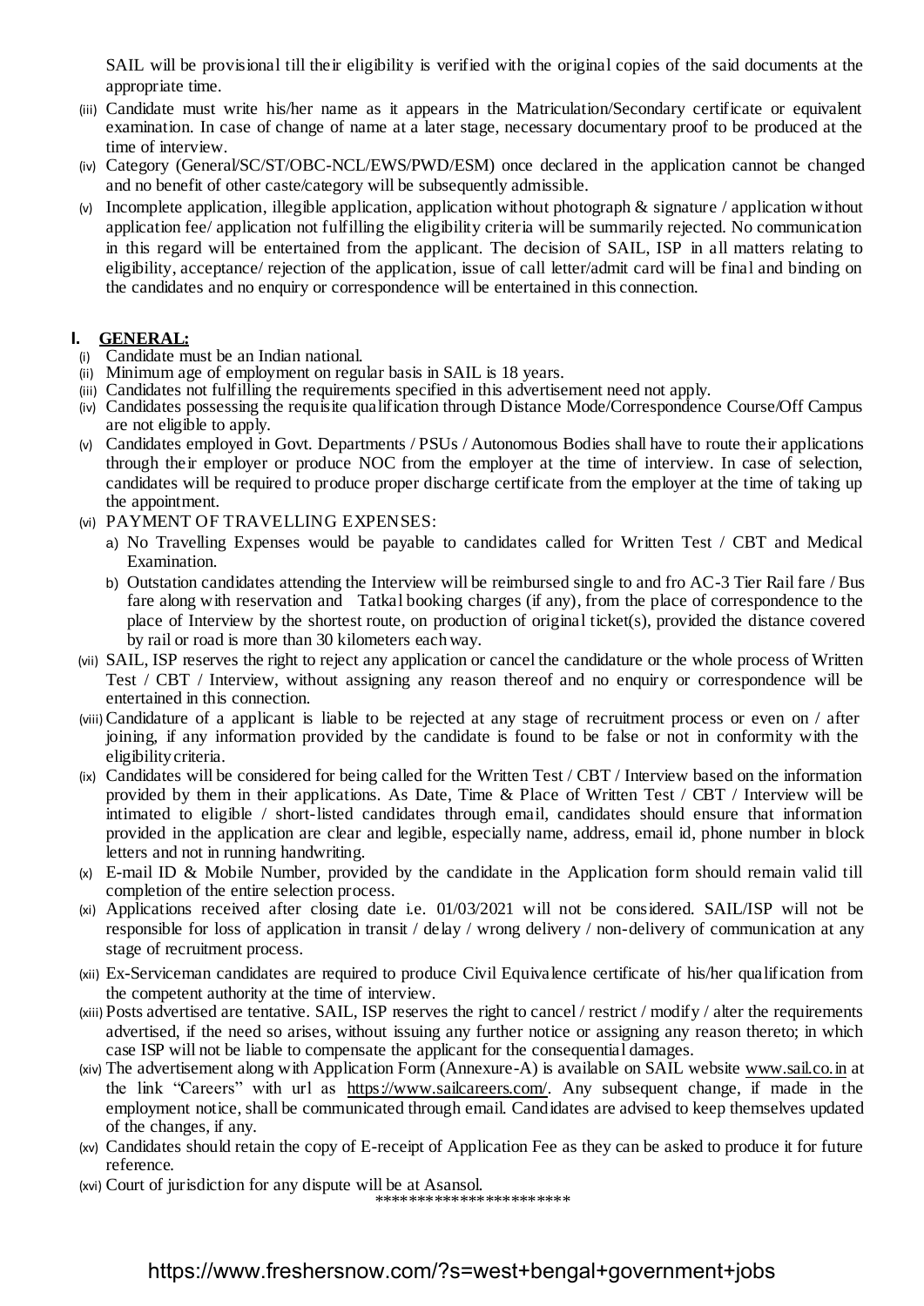SAIL will be provisional till their eligibility is verified with the original copies of the said documents at the appropriate time.

(iii) Candidate must write his/her name as it appears in the Matriculation/Secondary certificate or equivalent examination. In case of change of name at a later stage, necessary documentary proof to be produced at the time of interview.

(iv) Category (General/SC/ST/OBC-NCL/EWS/PWD/ESM) once declared in the application cannot be changed and no benefit of other caste/category will be subsequently admissible.

(v) Incomplete application, illegible application, application without photograph & signature / application without application fee/ application not fulfilling the eligibility criteria will be summarily rejected. No communication in this regard will be entertained from the applicant. The decision of SAIL, ISP in all matters relating to eligibility, acceptance/ rejection of the application, issue of call letter/admit card will be final and binding on the candidates and no enquiry or correspondence will be entertained in this connection.

## I. GENERAL:

(i) Candidate must be an Indian national.

(ii) Minimum age of employment on regular basis in SAIL is 18 years.

(iii) Candidates not fulfilling the requirements specified in this advertisement need not apply.

(iv) Candidates possessing the requisite qualification through Distance Mode/Correspondence Course/Off Campus are not eligible to apply.

(v) Candidates employed in Govt. Departments / PSUs / Autonomous Bodies shall have to route their applications through their employer or produce NOC from the employer at the time of interview. In case of selection, candidates will be required to produce proper discharge certificate from the employer at the time of taking up the appointment.

(vi) PAYMENT OF TRAVELLING EXPENSES:

a) No Travelling Expenses would be payable to candidates called for Written Test / CBT and Medical Examination.

b) Outstation candidates attending the Interview will be reimbursed single to and fro AC-3 Tier Rail fare / Bus fare along with reservation and Tatkal booking charges (if any), from the place of correspondence to the place of Interview by the shortest route, on production of original ticket(s), provided the distance covered by rail or road is more than 30 kilometers each way.

(vii) SAIL, ISP reserves the right to reject any application or cancel the candidature or the whole process of Written Test / CBT / Interview, without assigning any reason thereof and no enquiry or correspondence will be entertained in this connection.

(viii) Candidature of a applicant is liable to be rejected at any stage of recruitment process or even on / after joining, if any information provided by the candidate is found to be false or not in conformity with the eligibility criteria.

(ix) Candidates will be considered for being called for the Written Test / CBT / Interview based on the information provided by them in their applications. As Date, Time & Place of Written Test / CBT / Interview will be intimated to eligible / short-listed candidates through email, candidates should ensure that information provided in the application are clear and legible, especially name, address, email id, phone number in block letters and not in running handwriting.

(x) E-mail ID & Mobile Number, provided by the candidate in the Application form should remain valid till completion of the entire selection process.

(xi) Applications received after closing date i.e. 01/03/2021 will not be considered. SAIL/ISP will not be responsible for loss of application in transit / delay / wrong delivery / non-delivery of communication at any stage of recruitment process.

(xii) Ex-Serviceman candidates are required to produce Civil Equivalence certificate of his/her qualification from the competent authority at the time of interview.

(xiii) Posts advertised are tentative. SAIL, ISP reserves the right to cancel / restrict / modify / alter the requirements advertised, if the need so arises, without issuing any further notice or assigning any reason thereto; in which case ISP will not be liable to compensate the applicant for the consequential damages.

(xiv) The advertisement along with Application Form (Annexure-A) is available on SAIL website www.sail.co.in at the link "Careers" with url as https://www.sailcareers.com/. Any subsequent change, if made in the employment notice, shall be communicated through email. Candidates are advised to keep themselves updated of the changes, if any.

(xv) Candidates should retain the copy of E-receipt of Application Fee as they can be asked to produce it for future reference.

(xvi) Court of jurisdiction for any dispute will be at Asansol.

**********************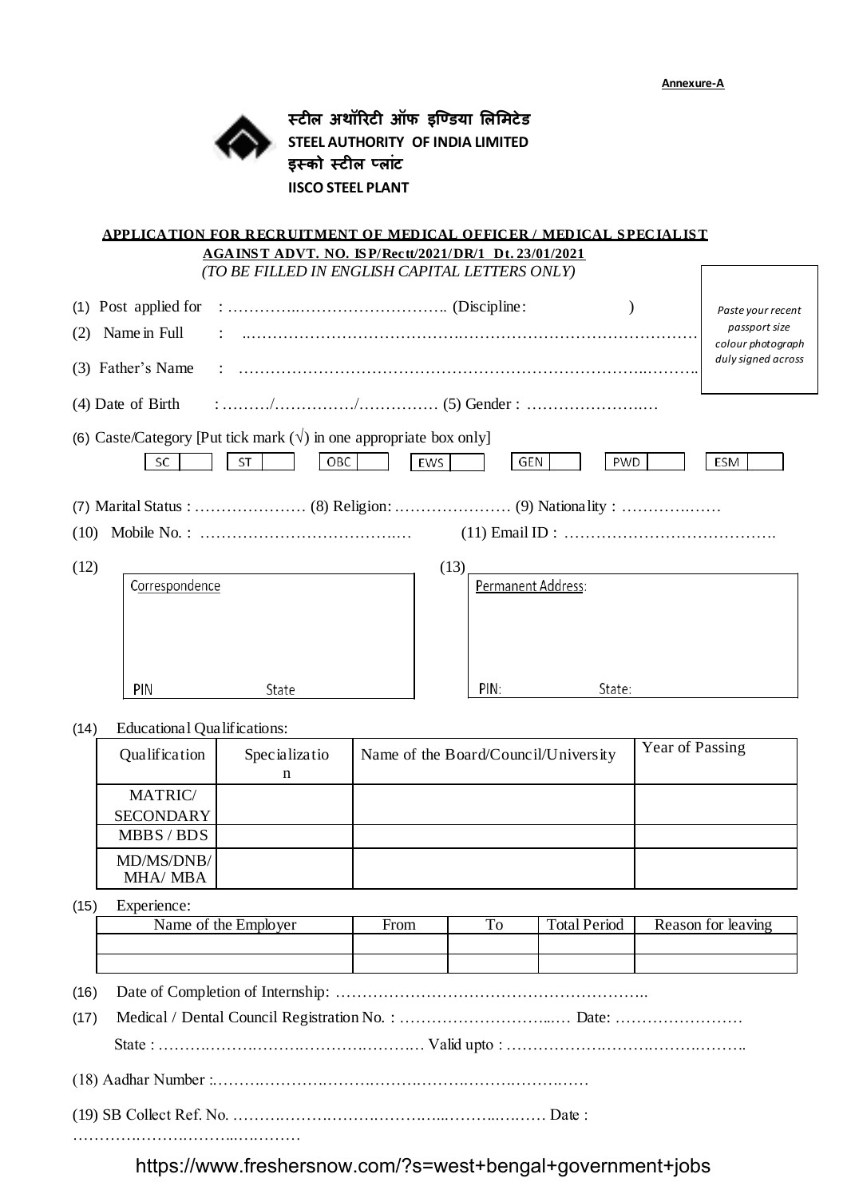**Annexure-A**

स्टील अथॉरिटी ऑफ इण्डिया लिमिटेड
**STEEL AUTHORITY OF INDIA LIMITED**
इस्को स्टील प्लांट
**IISCO STEEL PLANT**

**APPLICATION FOR RECRUITMENT OF MEDICAL OFFICER / MEDICAL SPECIALIST AGAINST ADVT. NO. ISP/Rectt/2021/DR/1 Dt. 23/01/2021**

*(TO BE FILLED IN ENGLISH CAPITAL LETTERS ONLY)*

*Paste your recent passport size colour photograph duly signed across*

(1) Post applied for : ……………………………………….. (Discipline: )

(2) Name in Full : ……………………………………………………………………………

(3) Father's Name : ……………………………………………………………………………

(4) Date of Birth : ………/……………/…………… (5) Gender : ……………………

(6) Caste/Category [Put tick mark (√) in one appropriate box only]

SC ☐ ST ☐ OBC ☐ EWS ☐ GEN ☐ PWD ☐ ESM ☐

(7) Marital Status : ………………… (8) Religion: …………………. (9) Nationality : ……………

(10) Mobile No. : ………………………………… (11) Email ID : ………………………………….

(12) Correspondence

PIN State

(13) Permanent Address:

PIN: State:

(14) Educational Qualifications:

| Qualification | Specialization | Name of the Board/Council/University | Year of Passing |
|---|---|---|---|
| MATRIC/ SECONDARY | | | |
| MBBS / BDS | | | |
| MD/MS/DNB/ MHA/ MBA | | | |

(15) Experience:

| Name of the Employer | From | To | Total Period | Reason for leaving |
|---|---|---|---|---|
| | | | | |
| | | | | |

(16) Date of Completion of Internship: …………………………………………………..

(17) Medical / Dental Council Registration No. : ………………………….… Date: ……………………

State : …………………………………………… Valid upto : ……………………………………..

(18) Aadhar Number :……………………………………………………………

(19) SB Collect Ref. No. …………………………………………………… Date : ……………………………………

https://www.freshersnow.com/?s=west+bengal+government+jobs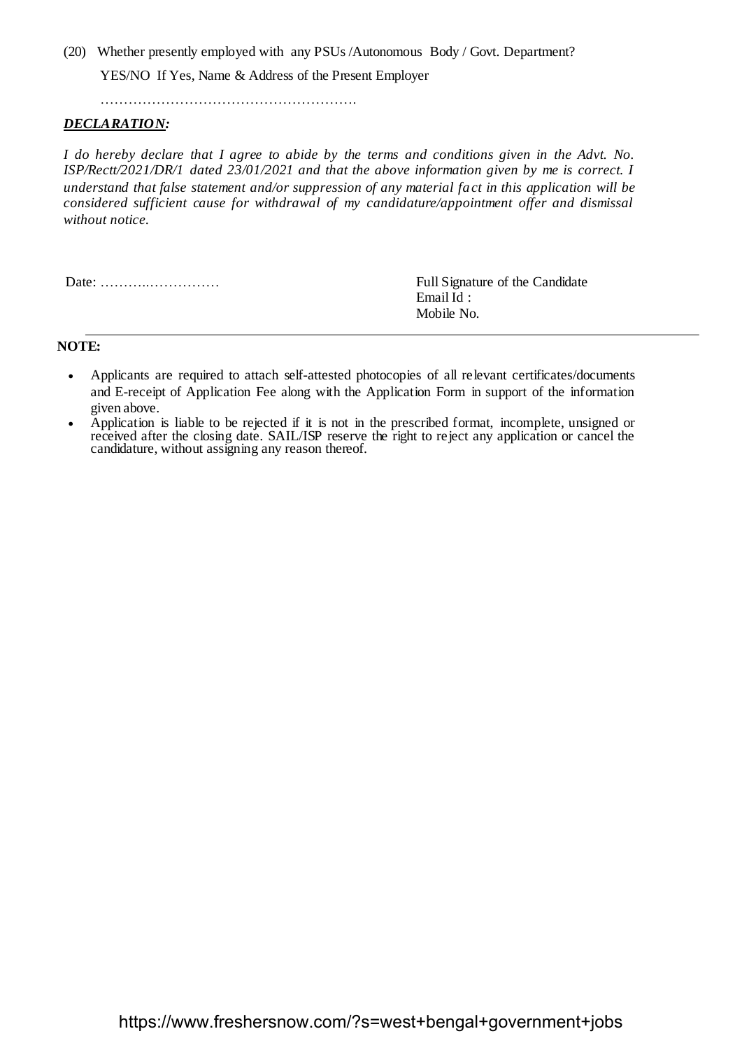(20) Whether presently employed with any PSUs /Autonomous Body / Govt. Department?

YES/NO If Yes, Name & Address of the Present Employer

……………………………………………….

***DECLARATION:***

*I do hereby declare that I agree to abide by the terms and conditions given in the Advt. No. ISP/Rectt/2021/DR/1 dated 23/01/2021 and that the above information given by me is correct. I understand that false statement and/or suppression of any material fact in this application will be considered sufficient cause for withdrawal of my candidature/appointment offer and dismissal without notice.*

Date: ……….……………

Full Signature of the Candidate
Email Id :
Mobile No.

---

**NOTE:**

- Applicants are required to attach self-attested photocopies of all relevant certificates/documents and E-receipt of Application Fee along with the Application Form in support of the information given above.
- Application is liable to be rejected if it is not in the prescribed format, incomplete, unsigned or received after the closing date. SAIL/ISP reserve the right to reject any application or cancel the candidature, without assigning any reason thereof.

https://www.freshersnow.com/?s=west+bengal+government+jobs